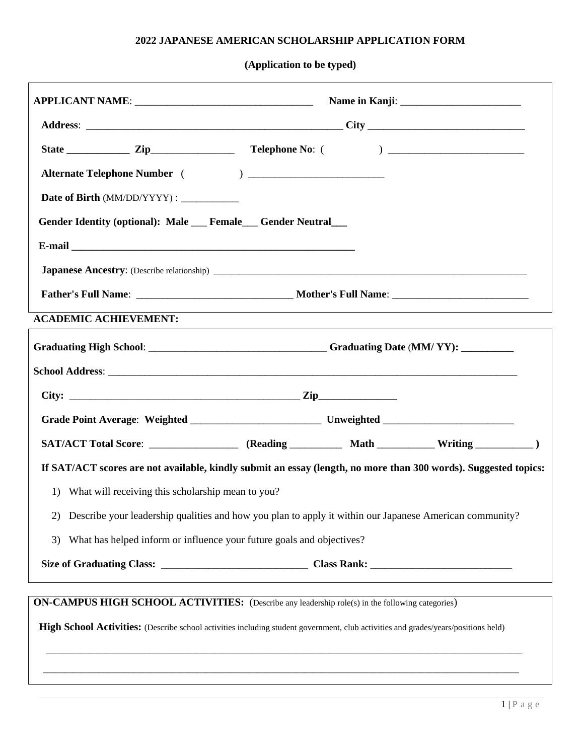**2022 JAPANESE AMERICAN SCHOLARSHIP APPLICATION FORM**

**(Application to be typed)**

**APPLICANT NAME**: ___________________________________ **Name in Kanji**: _______________________

**Address**: ___________________________________________________ **City** _______________________________

**State** ____________ **Zip**________________ **Telephone No**: (          ) __________________________

**Alternate Telephone Number** (          ) __________________________

**Date of Birth** (MM/DD/YYYY) : ___________

**Gender Identity (optional): Male** ___ **Female**___ **Gender Neutral**___

**E-mail** ________________________________________________________

**Japanese Ancestry**: (Describe relationship) ______________________________________________________________________

**Father's Full Name**: ______________________________ **Mother's Full Name**: __________________________

**ACADEMIC ACHIEVEMENT:**

**Graduating High School**: __________________________________ **Graduating Date** (**MM/ YY): __________**

**School Address**: ________________________________________________________________________________

**City:** _____________________________________________ **Zip**_______________

**Grade Point Average**: **Weighted** _________________________ **Unweighted** _________________________

**SAT/ACT Total Score**: _________________ **(Reading** __________ **Math** ___________ **Writing** ___________ **)**

**If SAT/ACT scores are not available, kindly submit an essay (length, no more than 300 words). Suggested topics:**

1) What will receiving this scholarship mean to you?
2) Describe your leadership qualities and how you plan to apply it within our Japanese American community?
3) What has helped inform or influence your future goals and objectives?

**Size of Graduating Class:** ____________________________ **Class Rank:** ___________________________

**ON-CAMPUS HIGH SCHOOL ACTIVITIES:** (Describe any leadership role(s) in the following categories)

**High School Activities:** (Describe school activities including student government, club activities and grades/years/positions held)

_____________________________________________________________________________________________

_____________________________________________________________________________________________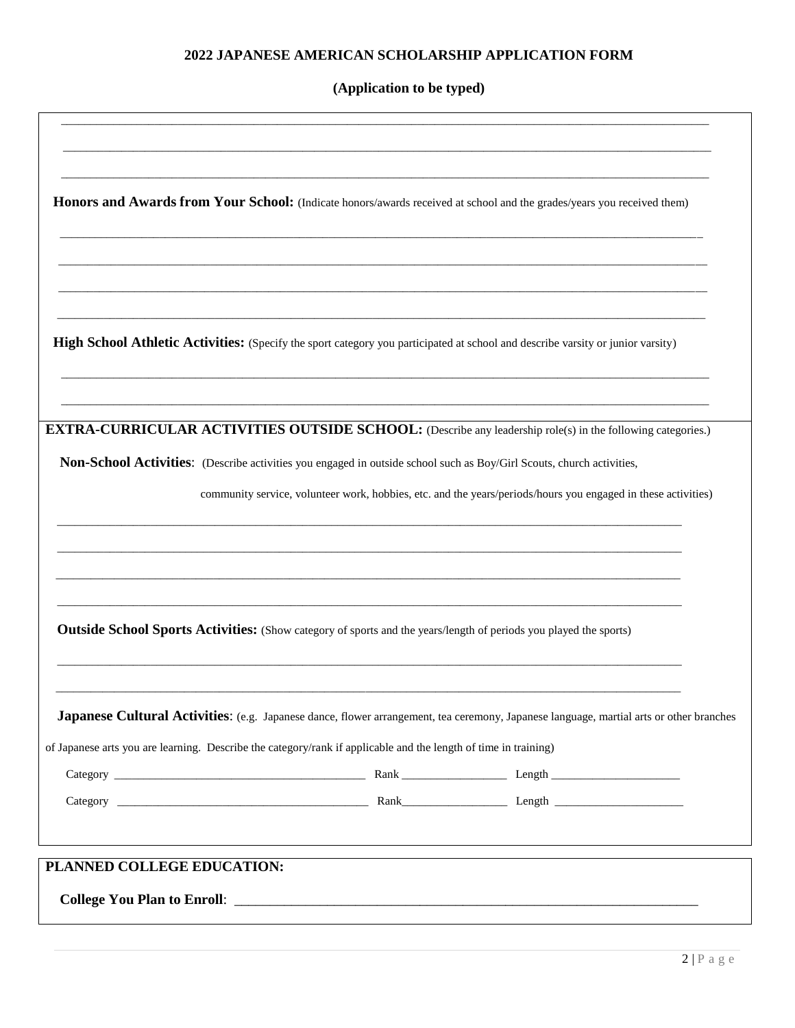## 2022 JAPANESE AMERICAN SCHOLARSHIP APPLICATION FORM

**(Application to be typed)**

______________________________________________________________________________________

______________________________________________________________________________________

______________________________________________________________________________________

**Honors and Awards from Your School:** (Indicate honors/awards received at school and the grades/years you received them)

______________________________________________________________________________________

______________________________________________________________________________________

______________________________________________________________________________________

______________________________________________________________________________________

**High School Athletic Activities:** (Specify the sport category you participated at school and describe varsity or junior varsity)

______________________________________________________________________________________

______________________________________________________________________________________

**EXTRA-CURRICULAR ACTIVITIES OUTSIDE SCHOOL:** (Describe any leadership role(s) in the following categories.)

**Non-School Activities**: (Describe activities you engaged in outside school such as Boy/Girl Scouts, church activities, community service, volunteer work, hobbies, etc. and the years/periods/hours you engaged in these activities)

______________________________________________________________________________________

______________________________________________________________________________________

______________________________________________________________________________________

______________________________________________________________________________________

**Outside School Sports Activities:** (Show category of sports and the years/length of periods you played the sports)

______________________________________________________________________________________

______________________________________________________________________________________

**Japanese Cultural Activities**: (e.g. Japanese dance, flower arrangement, tea ceremony, Japanese language, martial arts or other branches of Japanese arts you are learning. Describe the category/rank if applicable and the length of time in training)

Category ________________________________________ Rank __________________ Length ______________________

Category ________________________________________ Rank__________________ Length ______________________

**PLANNED COLLEGE EDUCATION:**

**College You Plan to Enroll**: ______________________________________________________________________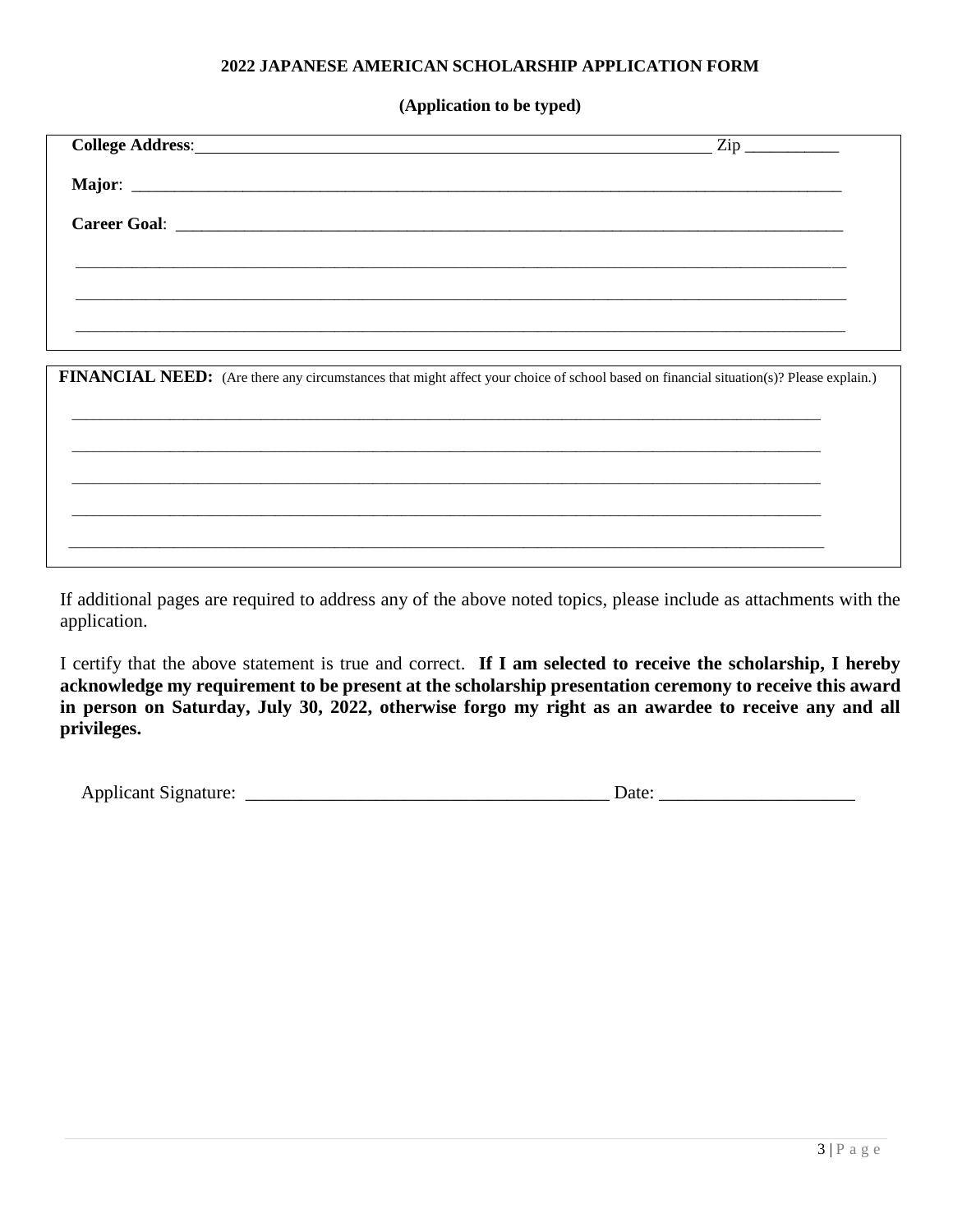**2022 JAPANESE AMERICAN SCHOLARSHIP APPLICATION FORM**

**(Application to be typed)**

**College Address**:_________________________________________________________________ Zip ___________

**Major**: ___________________________________________________________________________________________

**Career Goal**: ______________________________________________________________________________________

________________________________________________________________________________________________

________________________________________________________________________________________________

________________________________________________________________________________________________

**FINANCIAL NEED:** (Are there any circumstances that might affect your choice of school based on financial situation(s)? Please explain.)

________________________________________________________________________________________________

________________________________________________________________________________________________

________________________________________________________________________________________________

________________________________________________________________________________________________

________________________________________________________________________________________________

If additional pages are required to address any of the above noted topics, please include as attachments with the application.

I certify that the above statement is true and correct. **If I am selected to receive the scholarship, I hereby acknowledge my requirement to be present at the scholarship presentation ceremony to receive this award in person on Saturday, July 30, 2022, otherwise forgo my right as an awardee to receive any and all privileges.**

Applicant Signature: ________________________________________ Date: _____________________